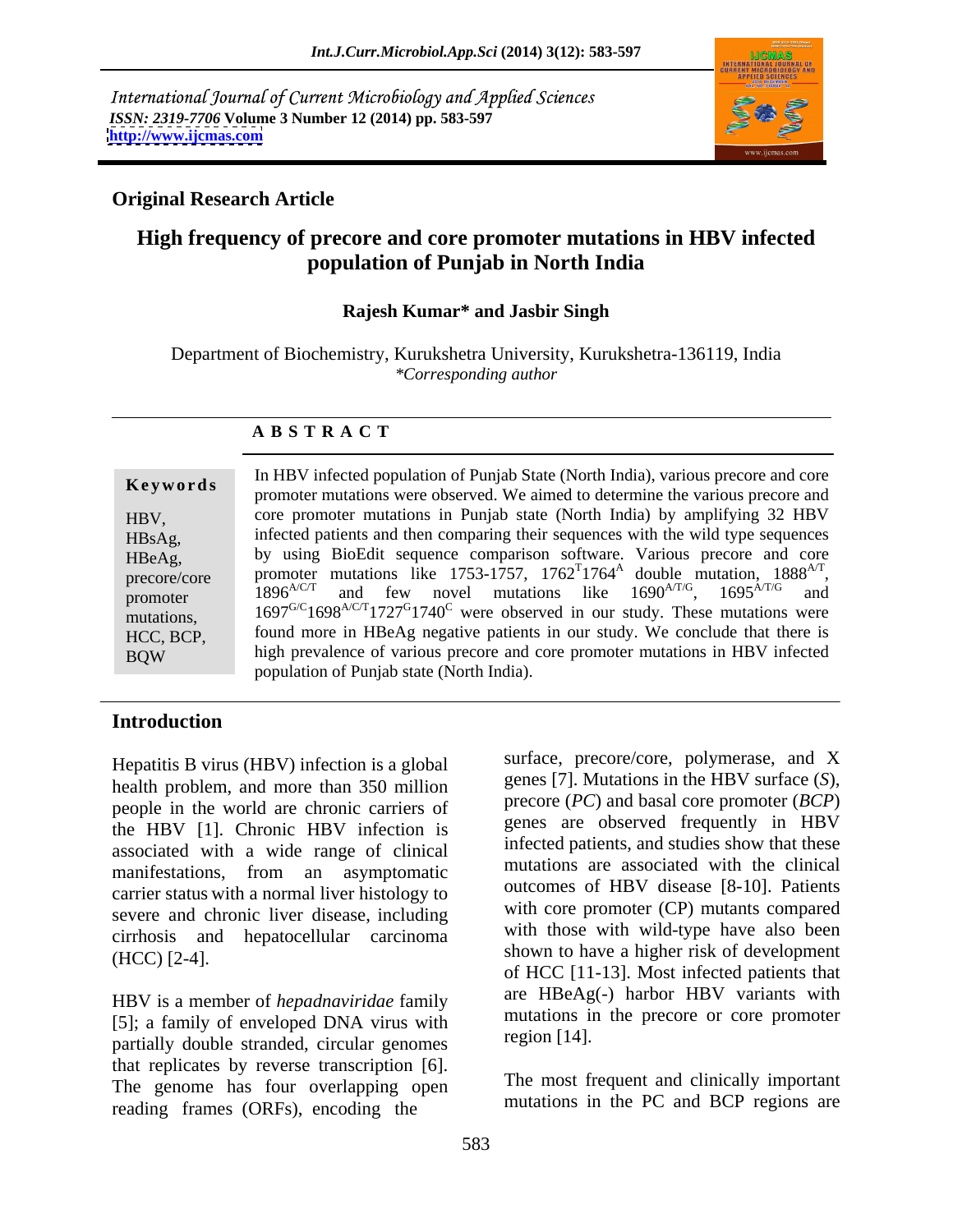International Journal of Current Microbiology and Applied Sciences
*ISSN: 2319-7706* **Volume 3 Number 12 (2014) pp. 583-597**
**http://www.ijcmas.com**

**Original Research Article**

# High frequency of precore and core promoter mutations in HBV infected population of Punjab in North India

**Rajesh Kumar* and Jasbir Singh**

Department of Biochemistry, Kurukshetra University, Kurukshetra-136119, India
*\*Corresponding author*

## A B S T R A C T

**Keywords**

HBV, HBsAg, HBeAg, precore/core promoter mutations, HCC, BCP, BQW

In HBV infected population of Punjab State (North India), various precore and core promoter mutations were observed. We aimed to determine the various precore and core promoter mutations in Punjab state (North India) by amplifying 32 HBV infected patients and then comparing their sequences with the wild type sequences by using BioEdit sequence comparison software. Various precore and core promoter mutations like 1753-1757, $1762^{T}1764^{A}$ double mutation, $1888^{A/T}$, $1896^{A/C/T}$ and few novel mutations like $1690^{A/T/G}$, $1695^{A/T/G}$ and $1697^{G/C}1698^{A/C/T}1727^{G}1740^{C}$ were observed in our study. These mutations were found more in HBeAg negative patients in our study. We conclude that there is high prevalence of various precore and core promoter mutations in HBV infected population of Punjab state (North India).

## Introduction

Hepatitis B virus (HBV) infection is a global health problem, and more than 350 million people in the world are chronic carriers of the HBV [1]. Chronic HBV infection is associated with a wide range of clinical manifestations, from an asymptomatic carrier status with a normal liver histology to severe and chronic liver disease, including cirrhosis and hepatocellular carcinoma (HCC) [2-4].

HBV is a member of *hepadnaviridae* family [5]; a family of enveloped DNA virus with partially double stranded, circular genomes that replicates by reverse transcription [6]. The genome has four overlapping open reading frames (ORFs), encoding the surface, precore/core, polymerase, and X genes [7]. Mutations in the HBV surface (*S*), precore (*PC*) and basal core promoter (*BCP*) genes are observed frequently in HBV infected patients, and studies show that these mutations are associated with the clinical outcomes of HBV disease [8-10]. Patients with core promoter (CP) mutants compared with those with wild-type have also been shown to have a higher risk of development of HCC [11-13]. Most infected patients that are HBeAg(-) harbor HBV variants with mutations in the precore or core promoter region [14].

The most frequent and clinically important mutations in the PC and BCP regions are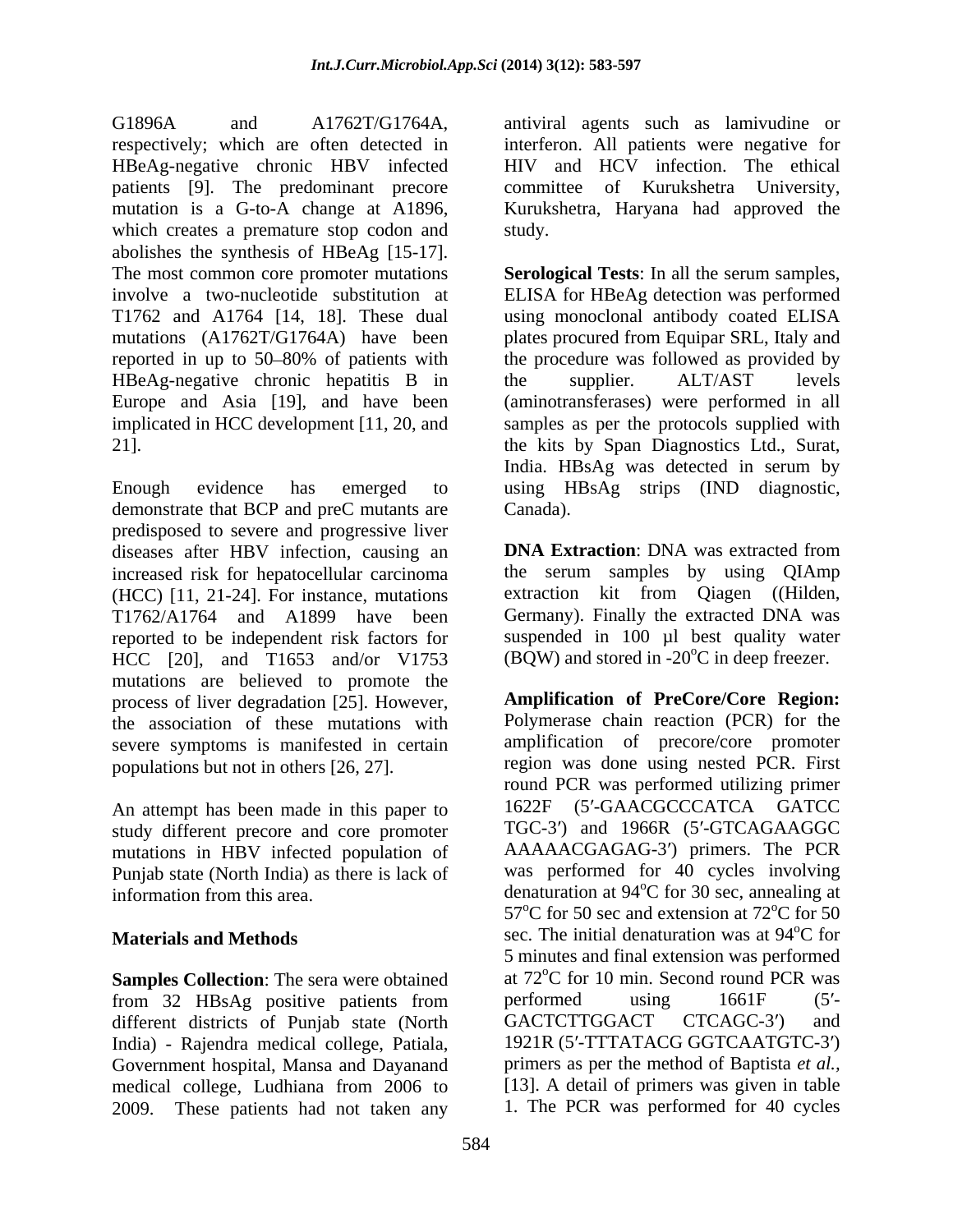G1896A and A1762T/G1764A, respectively; which are often detected in HBeAg-negative chronic HBV infected patients [9]. The predominant precore mutation is a G-to-A change at A1896, which creates a premature stop codon and abolishes the synthesis of HBeAg [15-17]. The most common core promoter mutations involve a two-nucleotide substitution at T1762 and A1764 [14, 18]. These dual mutations (A1762T/G1764A) have been reported in up to 50–80% of patients with HBeAg-negative chronic hepatitis B in Europe and Asia [19], and have been implicated in HCC development [11, 20, and 21].

Enough evidence has emerged to demonstrate that BCP and preC mutants are predisposed to severe and progressive liver diseases after HBV infection, causing an increased risk for hepatocellular carcinoma (HCC) [11, 21-24]. For instance, mutations T1762/A1764 and A1899 have been reported to be independent risk factors for HCC [20], and T1653 and/or V1753 mutations are believed to promote the process of liver degradation [25]. However, the association of these mutations with severe symptoms is manifested in certain populations but not in others [26, 27].

An attempt has been made in this paper to study different precore and core promoter mutations in HBV infected population of Punjab state (North India) as there is lack of information from this area.

## Materials and Methods

**Samples Collection**: The sera were obtained from 32 HBsAg positive patients from different districts of Punjab state (North India) - Rajendra medical college, Patiala, Government hospital, Mansa and Dayanand medical college, Ludhiana from 2006 to 2009. These patients had not taken any antiviral agents such as lamivudine or interferon. All patients were negative for HIV and HCV infection. The ethical committee of Kurukshetra University, Kurukshetra, Haryana had approved the study.

**Serological Tests**: In all the serum samples, ELISA for HBeAg detection was performed using monoclonal antibody coated ELISA plates procured from Equipar SRL, Italy and the procedure was followed as provided by the supplier. ALT/AST levels (aminotransferases) were performed in all samples as per the protocols supplied with the kits by Span Diagnostics Ltd., Surat, India. HBsAg was detected in serum by using HBsAg strips (IND diagnostic, Canada).

**DNA Extraction**: DNA was extracted from the serum samples by using QIAmp extraction kit from Qiagen ((Hilden, Germany). Finally the extracted DNA was suspended in 100 µl best quality water (BQW) and stored in -20$^{o}$C in deep freezer.

**Amplification of PreCore/Core Region:** Polymerase chain reaction (PCR) for the amplification of precore/core promoter region was done using nested PCR. First round PCR was performed utilizing primer 1622F (5′-GAACGCCCATCA GATCC TGC-3′) and 1966R (5′-GTCAGAAGGC AAAAACGAGAG-3′) primers. The PCR was performed for 40 cycles involving denaturation at 94$^{o}$C for 30 sec, annealing at 57$^{o}$C for 50 sec and extension at 72$^{o}$C for 50 sec. The initial denaturation was at 94$^{o}$C for 5 minutes and final extension was performed at 72$^{o}$C for 10 min. Second round PCR was performed using 1661F (5′-GACTCTTGGACT CTCAGC-3′) and 1921R (5′-TTTATACG GGTCAATGTC-3′) primers as per the method of Baptista *et al.*, [13]. A detail of primers was given in table 1. The PCR was performed for 40 cycles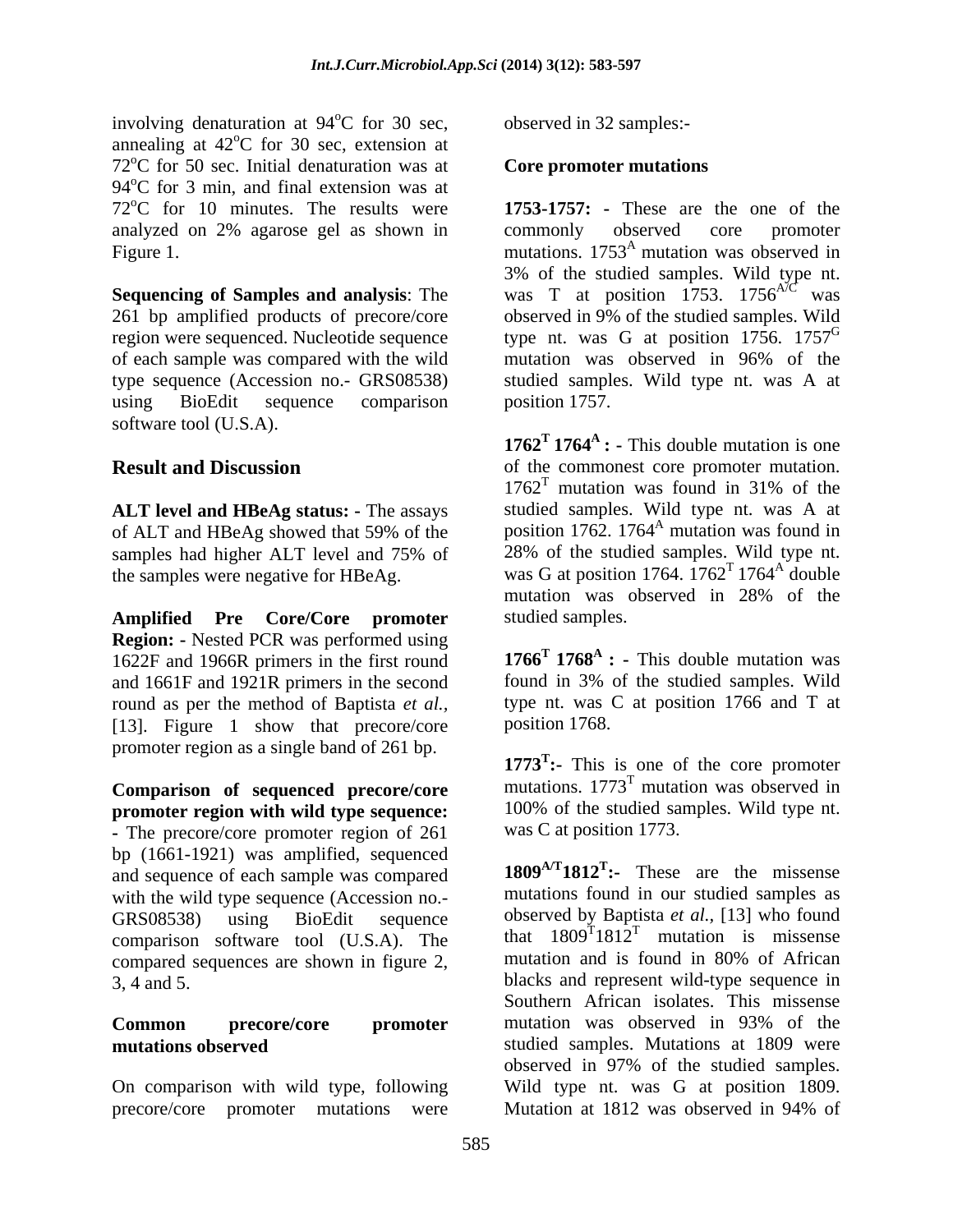involving denaturation at 94°C for 30 sec, annealing at 42°C for 30 sec, extension at 72°C for 50 sec. Initial denaturation was at 94°C for 3 min, and final extension was at 72°C for 10 minutes. The results were analyzed on 2% agarose gel as shown in Figure 1.

**Sequencing of Samples and analysis**: The 261 bp amplified products of precore/core region were sequenced. Nucleotide sequence of each sample was compared with the wild type sequence (Accession no.- GRS08538) using BioEdit sequence comparison software tool (U.S.A).

## Result and Discussion

**ALT level and HBeAg status: -** The assays of ALT and HBeAg showed that 59% of the samples had higher ALT level and 75% of the samples were negative for HBeAg.

**Amplified Pre Core/Core promoter Region: -** Nested PCR was performed using 1622F and 1966R primers in the first round and 1661F and 1921R primers in the second round as per the method of Baptista *et al.*, [13]. Figure 1 show that precore/core promoter region as a single band of 261 bp.

**Comparison of sequenced precore/core promoter region with wild type sequence: -** The precore/core promoter region of 261 bp (1661-1921) was amplified, sequenced and sequence of each sample was compared with the wild type sequence (Accession no.- GRS08538) using BioEdit sequence comparison software tool (U.S.A). The compared sequences are shown in figure 2, 3, 4 and 5.

**Common precore/core promoter mutations observed**

On comparison with wild type, following precore/core promoter mutations were observed in 32 samples:-

**Core promoter mutations**

**1753-1757: -** These are the one of the commonly observed core promoter mutations. $1753^{A}$ mutation was observed in 3% of the studied samples. Wild type nt. was T at position 1753. $1756^{A/C}$ was observed in 9% of the studied samples. Wild type nt. was G at position 1756. $1757^{G}$ mutation was observed in 96% of the studied samples. Wild type nt. was A at position 1757.

**$1762^{T}$ $1764^{A}$ : -** This double mutation is one of the commonest core promoter mutation. $1762^{T}$ mutation was found in 31% of the studied samples. Wild type nt. was A at position 1762. $1764^{A}$ mutation was found in 28% of the studied samples. Wild type nt. was G at position 1764. $1762^{T}$ $1764^{A}$ double mutation was observed in 28% of the studied samples.

**$1766^{T}$ $1768^{A}$ : -** This double mutation was found in 3% of the studied samples. Wild type nt. was C at position 1766 and T at position 1768.

**$1773^{T}$:-** This is one of the core promoter mutations. $1773^{T}$ mutation was observed in 100% of the studied samples. Wild type nt. was C at position 1773.

**$1809^{A/T}1812^{T}$:-** These are the missense mutations found in our studied samples as observed by Baptista *et al.*, [13] who found that $1809^{T}1812^{T}$ mutation is missense mutation and is found in 80% of African blacks and represent wild-type sequence in Southern African isolates. This missense mutation was observed in 93% of the studied samples. Mutations at 1809 were observed in 97% of the studied samples. Wild type nt. was G at position 1809. Mutation at 1812 was observed in 94% of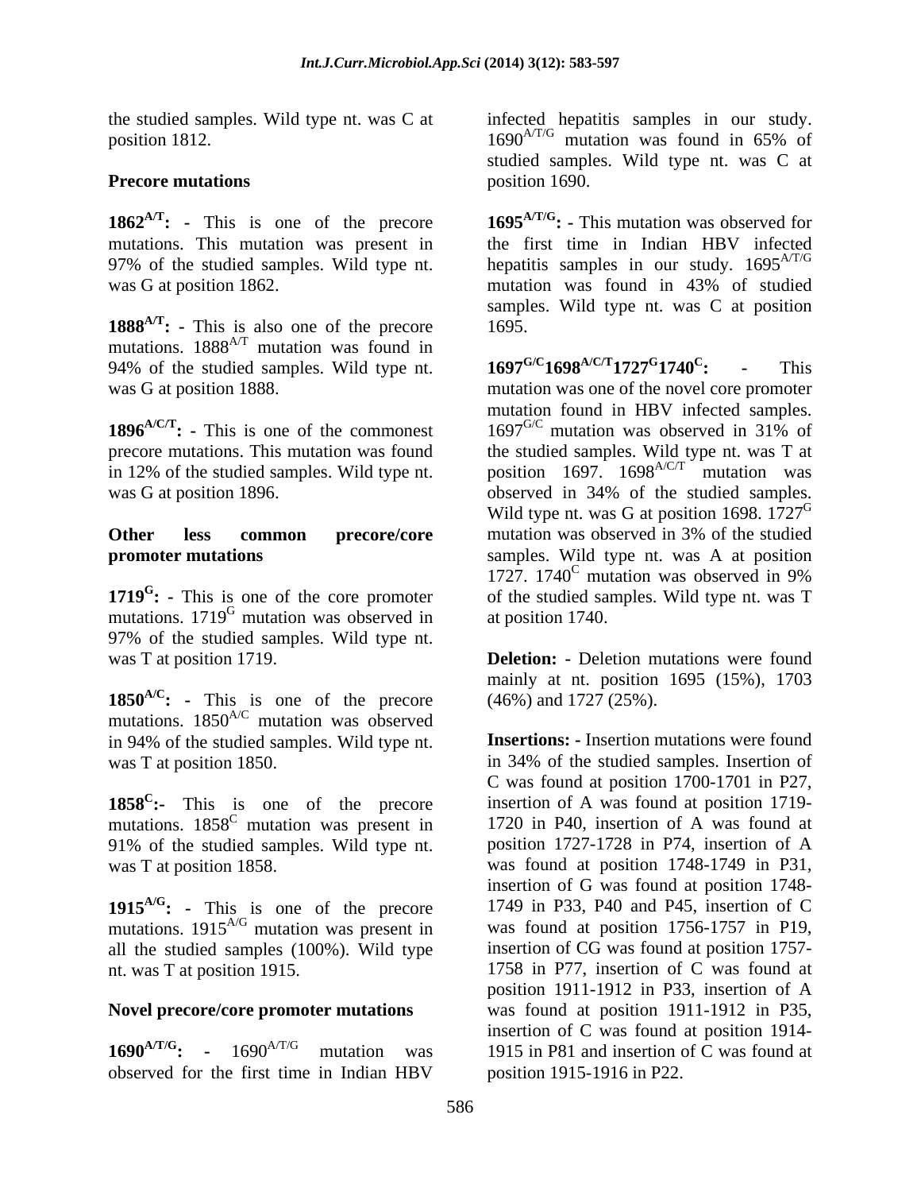the studied samples. Wild type nt. was C at position 1812.

### Precore mutations

**$1862^{A/T}$: -** This is one of the precore mutations. This mutation was present in 97% of the studied samples. Wild type nt. was G at position 1862.

**$1888^{A/T}$: -** This is also one of the precore mutations. $1888^{A/T}$ mutation was found in 94% of the studied samples. Wild type nt. was G at position 1888.

**$1896^{A/C/T}$: -** This is one of the commonest precore mutations. This mutation was found in 12% of the studied samples. Wild type nt. was G at position 1896.

### Other less common precore/core promoter mutations

**$1719^{G}$: -** This is one of the core promoter mutations. $1719^{G}$ mutation was observed in 97% of the studied samples. Wild type nt. was T at position 1719.

**$1850^{A/C}$: -** This is one of the precore mutations. $1850^{A/C}$ mutation was observed in 94% of the studied samples. Wild type nt. was T at position 1850.

**$1858^{C}$:-** This is one of the precore mutations. $1858^{C}$ mutation was present in 91% of the studied samples. Wild type nt. was T at position 1858.

**$1915^{A/G}$: -** This is one of the precore mutations. $1915^{A/G}$ mutation was present in all the studied samples (100%). Wild type nt. was T at position 1915.

### Novel precore/core promoter mutations

**$1690^{A/T/G}$: -** $1690^{A/T/G}$ mutation was observed for the first time in Indian HBV infected hepatitis samples in our study. $1690^{A/T/G}$ mutation was found in 65% of studied samples. Wild type nt. was C at position 1690.

**$1695^{A/T/G}$: -** This mutation was observed for the first time in Indian HBV infected hepatitis samples in our study. $1695^{A/T/G}$ mutation was found in 43% of studied samples. Wild type nt. was C at position 1695.

**$1697^{G/C}1698^{A/C/T}1727^{G}1740^{C}$: -** This mutation was one of the novel core promoter mutation found in HBV infected samples. $1697^{G/C}$ mutation was observed in 31% of the studied samples. Wild type nt. was T at position 1697. $1698^{A/C/T}$ mutation was observed in 34% of the studied samples. Wild type nt. was G at position 1698. $1727^{G}$ mutation was observed in 3% of the studied samples. Wild type nt. was A at position 1727. $1740^{C}$ mutation was observed in 9% of the studied samples. Wild type nt. was T at position 1740.

**Deletion: -** Deletion mutations were found mainly at nt. position 1695 (15%), 1703 (46%) and 1727 (25%).

**Insertions: -** Insertion mutations were found in 34% of the studied samples. Insertion of C was found at position 1700-1701 in P27, insertion of A was found at position 1719-1720 in P40, insertion of A was found at position 1727-1728 in P74, insertion of A was found at position 1748-1749 in P31, insertion of G was found at position 1748-1749 in P33, P40 and P45, insertion of C was found at position 1756-1757 in P19, insertion of CG was found at position 1757-1758 in P77, insertion of C was found at position 1911-1912 in P33, insertion of A was found at position 1911-1912 in P35, insertion of C was found at position 1914-1915 in P81 and insertion of C was found at position 1915-1916 in P22.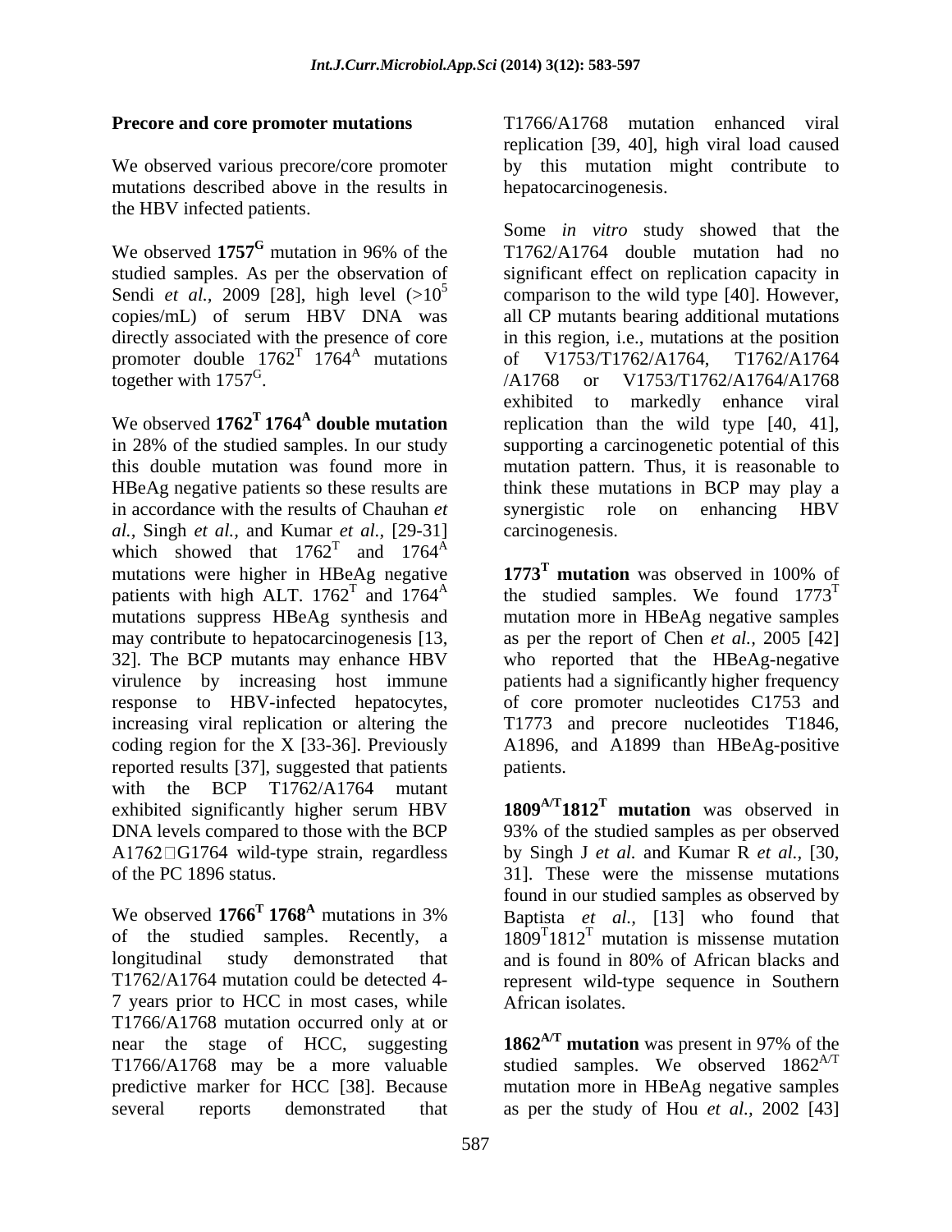**Precore and core promoter mutations**

We observed various precore/core promoter mutations described above in the results in the HBV infected patients.

We observed **$1757^G$** mutation in 96% of the studied samples. As per the observation of Sendi *et al.,* 2009 [28], high level ($>10^5$ copies/mL) of serum HBV DNA was directly associated with the presence of core promoter double $1762^T$ $1764^A$ mutations together with $1757^G$.

We observed **$1762^T$ $1764^A$ double mutation** in 28% of the studied samples. In our study this double mutation was found more in HBeAg negative patients so these results are in accordance with the results of Chauhan *et al.,* Singh *et al.,* and Kumar *et al.,* [29-31] which showed that $1762^T$ and $1764^A$ mutations were higher in HBeAg negative patients with high ALT. $1762^T$ and $1764^A$ mutations suppress HBeAg synthesis and may contribute to hepatocarcinogenesis [13, 32]. The BCP mutants may enhance HBV virulence by increasing host immune response to HBV-infected hepatocytes, increasing viral replication or altering the coding region for the X [33-36]. Previously reported results [37], suggested that patients with the BCP T1762/A1764 mutant exhibited significantly higher serum HBV DNA levels compared to those with the BCP A1762G1764 wild-type strain, regardless of the PC 1896 status.

We observed **$1766^T$ $1768^A$** mutations in 3% of the studied samples. Recently, a longitudinal study demonstrated that T1762/A1764 mutation could be detected 4-7 years prior to HCC in most cases, while T1766/A1768 mutation occurred only at or near the stage of HCC, suggesting T1766/A1768 may be a more valuable predictive marker for HCC [38]. Because several reports demonstrated that T1766/A1768 mutation enhanced viral replication [39, 40], high viral load caused by this mutation might contribute to hepatocarcinogenesis.

Some *in vitro* study showed that the T1762/A1764 double mutation had no significant effect on replication capacity in comparison to the wild type [40]. However, all CP mutants bearing additional mutations in this region, i.e., mutations at the position of V1753/T1762/A1764, T1762/A1764 /A1768 or V1753/T1762/A1764/A1768 exhibited to markedly enhance viral replication than the wild type [40, 41], supporting a carcinogenetic potential of this mutation pattern. Thus, it is reasonable to think these mutations in BCP may play a synergistic role on enhancing HBV carcinogenesis.

**$1773^T$ mutation** was observed in 100% of the studied samples. We found $1773^T$ mutation more in HBeAg negative samples as per the report of Chen *et al.,* 2005 [42] who reported that the HBeAg-negative patients had a significantly higher frequency of core promoter nucleotides C1753 and T1773 and precore nucleotides T1846, A1896, and A1899 than HBeAg-positive patients.

**$1809^{A/T}1812^T$ mutation** was observed in 93% of the studied samples as per observed by Singh J *et al.* and Kumar R *et al.,* [30, 31]. These were the missense mutations found in our studied samples as observed by Baptista *et al.,* [13] who found that $1809^T1812^T$ mutation is missense mutation and is found in 80% of African blacks and represent wild-type sequence in Southern African isolates.

**$1862^{A/T}$ mutation** was present in 97% of the studied samples. We observed $1862^{A/T}$ mutation more in HBeAg negative samples as per the study of Hou *et al.,* 2002 [43]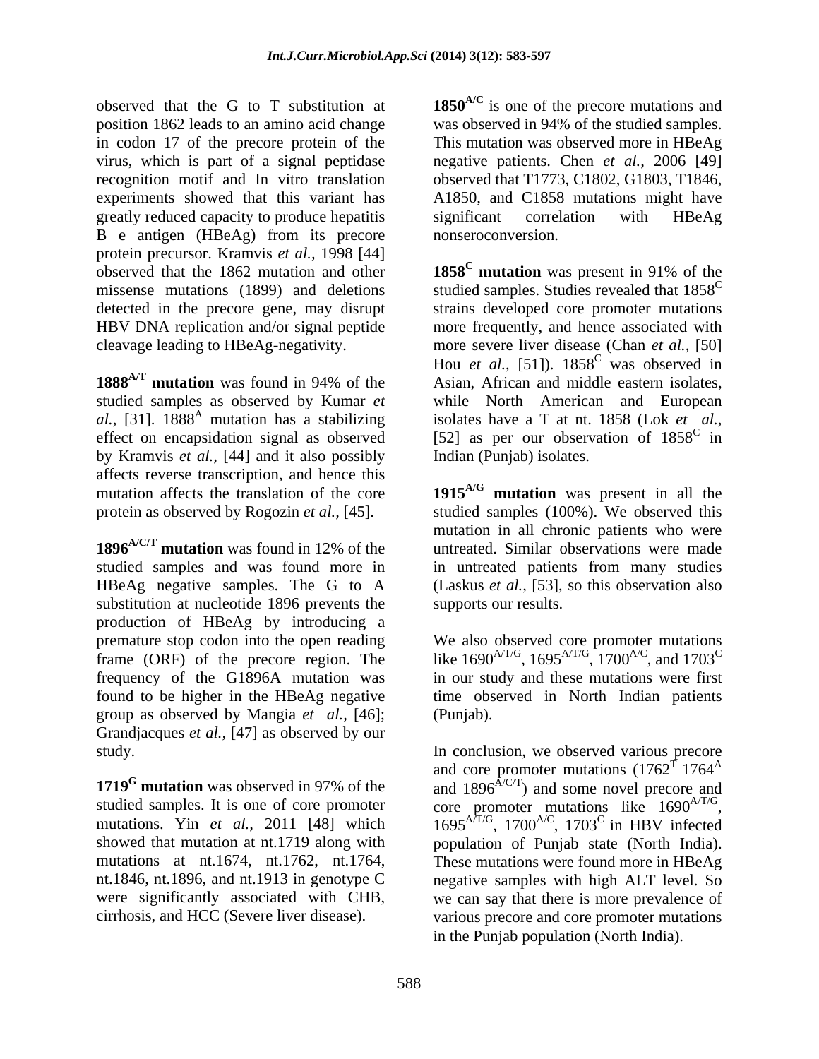observed that the G to T substitution at position 1862 leads to an amino acid change in codon 17 of the precore protein of the virus, which is part of a signal peptidase recognition motif and In vitro translation experiments showed that this variant has greatly reduced capacity to produce hepatitis B e antigen (HBeAg) from its precore protein precursor. Kramvis *et al.,* 1998 [44] observed that the 1862 mutation and other missense mutations (1899) and deletions detected in the precore gene, may disrupt HBV DNA replication and/or signal peptide cleavage leading to HBeAg-negativity.

**$1888^{A/T}$ mutation** was found in 94% of the studied samples as observed by Kumar *et al.,* [31]. $1888^{A}$ mutation has a stabilizing effect on encapsidation signal as observed by Kramvis *et al.,* [44] and it also possibly affects reverse transcription, and hence this mutation affects the translation of the core protein as observed by Rogozin *et al.,* [45].

**$1896^{A/C/T}$ mutation** was found in 12% of the studied samples and was found more in HBeAg negative samples. The G to A substitution at nucleotide 1896 prevents the production of HBeAg by introducing a premature stop codon into the open reading frame (ORF) of the precore region. The frequency of the G1896A mutation was found to be higher in the HBeAg negative group as observed by Mangia *et al.,* [46]; Grandjacques *et al.,* [47] as observed by our study.

**$1719^{G}$ mutation** was observed in 97% of the studied samples. It is one of core promoter mutations. Yin *et al.,* 2011 [48] which showed that mutation at nt.1719 along with mutations at nt.1674, nt.1762, nt.1764, nt.1846, nt.1896, and nt.1913 in genotype C were significantly associated with CHB, cirrhosis, and HCC (Severe liver disease).

**$1850^{A/C}$** is one of the precore mutations and was observed in 94% of the studied samples. This mutation was observed more in HBeAg negative patients. Chen *et al.,* 2006 [49] observed that T1773, C1802, G1803, T1846, A1850, and C1858 mutations might have significant correlation with HBeAg nonseroconversion.

**$1858^{C}$ mutation** was present in 91% of the studied samples. Studies revealed that $1858^{C}$ strains developed core promoter mutations more frequently, and hence associated with more severe liver disease (Chan *et al.,* [50] Hou *et al.,* [51]). $1858^{C}$ was observed in Asian, African and middle eastern isolates, while North American and European isolates have a T at nt. 1858 (Lok *et al.,* [52] as per our observation of $1858^{C}$ in Indian (Punjab) isolates.

**$1915^{A/G}$ mutation** was present in all the studied samples (100%). We observed this mutation in all chronic patients who were untreated. Similar observations were made in untreated patients from many studies (Laskus *et al.,* [53], so this observation also supports our results.

We also observed core promoter mutations like $1690^{A/T/G}$, $1695^{A/T/G}$, $1700^{A/C}$, and $1703^{C}$ in our study and these mutations were first time observed in North Indian patients (Punjab).

In conclusion, we observed various precore and core promoter mutations ($1762^{T}$ $1764^{A}$ and $1896^{A/C/T}$) and some novel precore and core promoter mutations like $1690^{A/T/G}$, $1695^{A/T/G}$, $1700^{A/C}$, $1703^{C}$ in HBV infected population of Punjab state (North India). These mutations were found more in HBeAg negative samples with high ALT level. So we can say that there is more prevalence of various precore and core promoter mutations in the Punjab population (North India).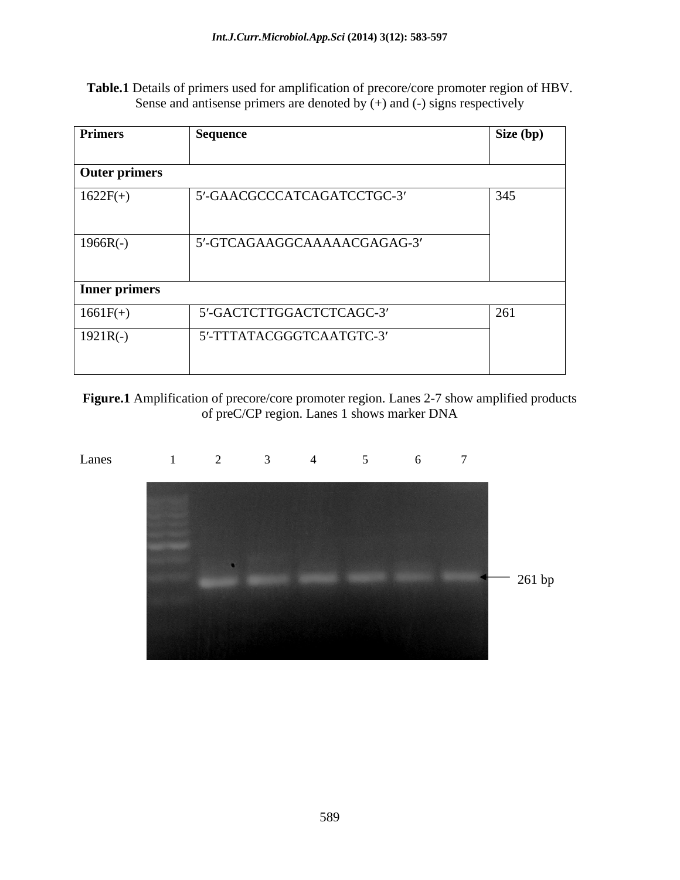**Table.1** Details of primers used for amplification of precore/core promoter region of HBV. Sense and antisense primers are denoted by (+) and (-) signs respectively

| Primers | Sequence | Size (bp) |
|---|---|---|
| **Outer primers** | | |
| 1622F(+) | 5′-GAACGCCCATCAGATCCTGC-3′ | 345 |
| 1966R(-) | 5′-GTCAGAAGGCAAAAACGAGAG-3′ | |
| **Inner primers** | | |
| 1661F(+) | 5′-GACTCTTGGACTCTCAGC-3′ | 261 |
| 1921R(-) | 5′-TTTATACGGGTCAATGTC-3′ | |

**Figure.1** Amplification of precore/core promoter region. Lanes 2-7 show amplified products of preC/CP region. Lanes 1 shows marker DNA

Lanes 1 2 3 4 5 6 7

261 bp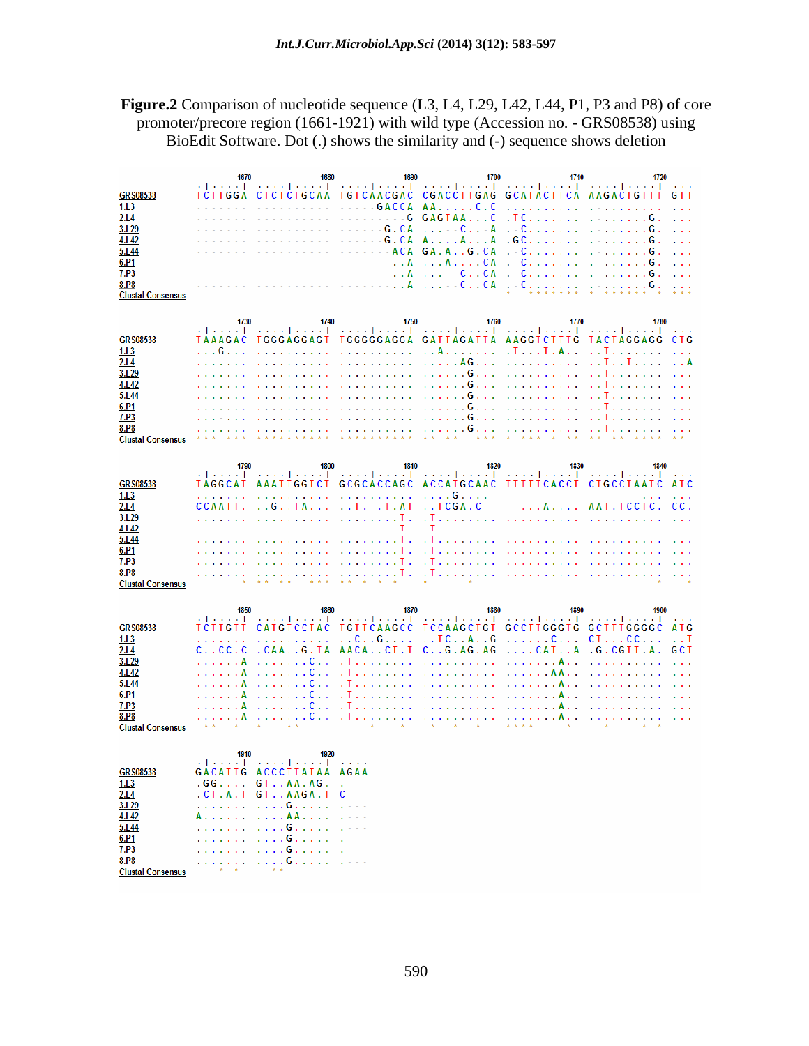**Figure.2** Comparison of nucleotide sequence (L3, L4, L29, L42, L44, P1, P3 and P8) of core promoter/precore region (1661-1921) with wild type (Accession no. - GRS08538) using BioEdit Software. Dot (.) shows the similarity and (-) sequence shows deletion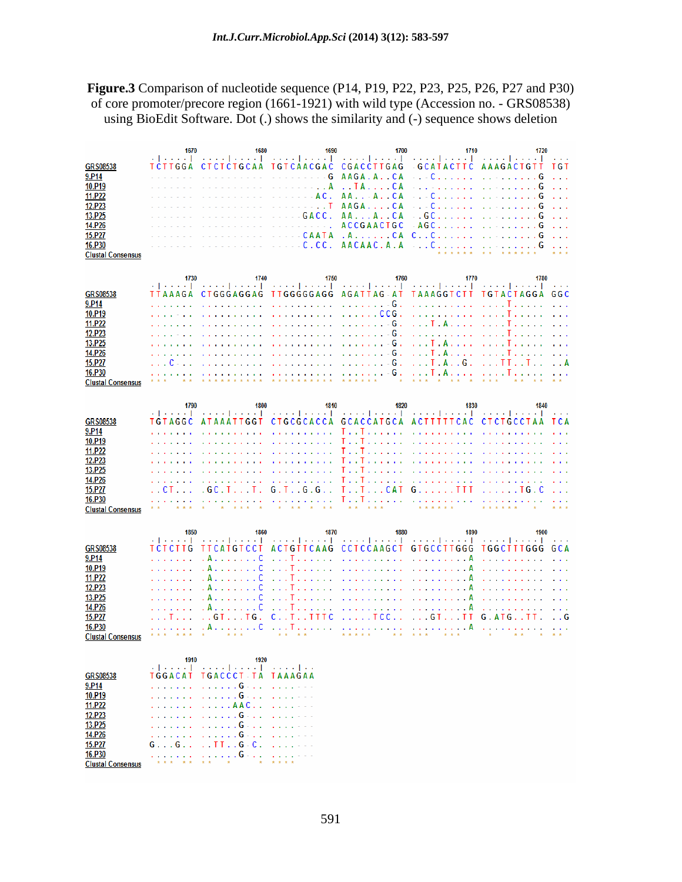**Figure.3** Comparison of nucleotide sequence (P14, P19, P22, P23, P25, P26, P27 and P30) of core promoter/precore region (1661-1921) with wild type (Accession no. - GRS08538) using BioEdit Software. Dot (.) shows the similarity and (-) sequence shows deletion

```
                 1670       1680       1690       1700       1710       1720
GRS08538         TCTTGGA CTCTCTGCAA TGTCAACGAC CGACCTTGAG -GCATACTTC AAAGACTGTT TGT
9.P14            ------- ---------- --------G AAGA.A..CA -.C....... .........G ...
10.P19           ------- ---------- -------..A ..TA....CA -......... .........G ...
11.P22           ------- ---------- ------AC. AA...A..CA -.C....... .........G ...
12.P23           ------- ---------- -------..T AAGA....CA -.C....... .........G ...
13.P25           ------- ---------- ----GACC. AA...A..CA -.GC...... .........G ...
14.P26           ------- ---------- ---------. ACCGAACTGC AGC....... .........G ...
15.P27           ------- ---------- ----CAATA .A......CA C..C...... .........G ...
16.P30           ------- ---------- ----C.CC. AACAAC.A.A -.C....... .........G ...

                 1730       1740       1750       1760       1770       1780
GRS08538         TTAAAGA CTGGGAGGAG TTGGGGGAGG AGATTAG-AT TAAAGGTCTT TGTACTAGGA GGC
9.P14            ....... .......... .......... .......G.. .......... ....T..... ...
10.P19           ....... .......... .......... ......CCG. .......... ....T..... ...
11.P22           ....... .......... .......... .......G.. ...T.A.... ....T..... ...
12.P23           ....... .......... .......... .......G.. .......... ....T..... ...
13.P25           ....... .......... .......... .......G.. ...T.A.... ....T..... ...
14.P26           ....... .......... .......... .......G.. ...T.A.... ....T..... ...
15.P27           ...C... .......... .......... .......G.. ...T.A..G. ...TT..T.. ..A
16.P30           ....... .......... .......... .......G.. ...T.A.... ....T..... ...

                 1790       1800       1810       1820       1830       1840
GRS08538         TGTAGGC ATAAATTGGT CTGCGCACCA GCACCATGCA ACTTTTTCAC CTCTGCCTAA TCA
9.P14            ....... .......... .......... T..T...... .......... .......... ...
10.P19           ....... .......... .......... T..T...... .......... .......... ...
11.P22           ....... .......... .......... T..T...... .......... .......... ...
12.P23           ....... .......... .......... T..T...... .......... .......... ...
13.P25           ....... .......... .......... T..T...... .......... .......... ...
14.P26           ....... .......... .......... T..T...... .......... .......... ...
15.P27           ..CT... .GC.T...T. G.T..G.G.. T..T...CAT G......TTT ......TG.C ...
16.P30           ....... .......... .......... T..T...... .......... .......... ...

                 1850       1860       1870       1880       1890       1900
GRS08538         TCTCTTG TTCATGTCCT ACTGTTCAAG CCTCCAAGCT GTGCCTTGGG TGGCTTTGGG GCA
9.P14            ....... .A.......C ...T...... .......... ........A. .......... ...
10.P19           ....... .A.......C ...T...... .......... ........A. .......... ...
11.P22           ....... .A.......C ...T...... .......... ........A. .......... ...
12.P23           ....... .A.......C ...T...... .......... ........A. .......... ...
13.P25           ....... .A.......C ...T...... .......... ........A. .......... ...
14.P26           ....... .A.......C ...T...... .......... ........A. .......... ...
15.P27           ...T... ..GT...TG. C..T..TTTC .....TCC.. ...GT...TT G.ATG..TT. ..G
16.P30           ....... .A.......C ...T...... .......... ........A. .......... ...

                 1910       1920
GRS08538         TGGACAT TGACCCT-TA TAAAGAA
9.P14            ....... ......G... ....---
10.P19           ....... ......G... ....---
11.P22           ....... .....AAC.. ....---
12.P23           ....... ......G... ....---
13.P25           ....... ......G... ....---
14.P26           ....... ......G... ....---
15.P27           G...G.. ..TT..G.C. ....---
16.P30           ....... ......G... ....---
```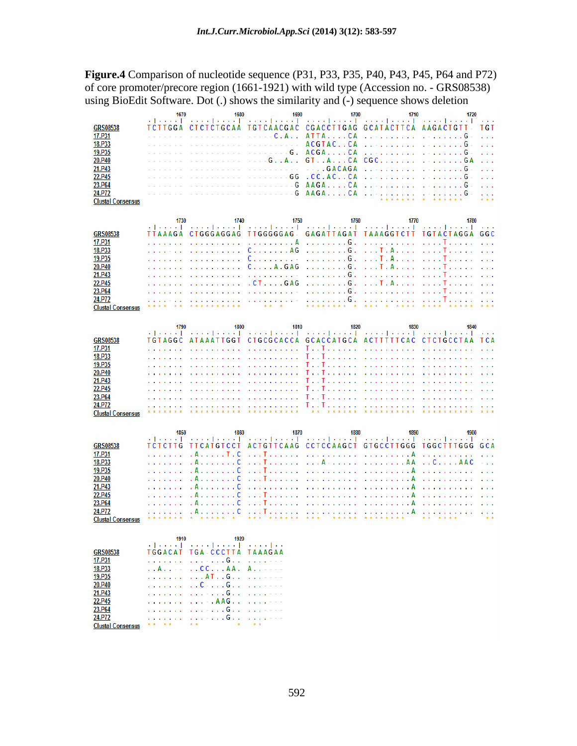**Figure.4** Comparison of nucleotide sequence (P31, P33, P35, P40, P43, P45, P64 and P72) of core promoter/precore region (1661-1921) with wild type (Accession no. - GRS08538) using BioEdit Software. Dot (.) shows the similarity and (-) sequence shows deletion

```
                    1670       1680       1690       1700       1710       1720
              ....|....| ....|....| ....|....| ....|....| ....|....| ....|....| ...
GRS08538      TCTTGGA CTCTCTGCAA TGTCAACGAC CGACCTTGAG GCATACTTCA AAGACTGTT- TGT
17.P31        ------- ---------- -----C.A.. ATTA....CA ..-....... .......G- ...
18.P33        ------- ---------- ---------- ACGTAC..CA ..-....... .......G- ...
19.P35        ------- ---------- --------G. ACGA....CA ..-....... .......G- ...
20.P40        ------- ---------- ----G..A.. GT..A...CA CGC....... .......GA ...
21.P43        ------- ---------- ---------- ----GACAGA ..-....... .......G- ...
22.P45        ------- ---------- --------GG .CC.AC..CA ..-....... .......G- ...
23.P64        ------- ---------- ---------G AAGA....CA ..-....... .......G- ...
24.P72        ------- ---------- ---------G AAGA....CA ..-....... .......G- ...
Clustal Consensus                                         ******* * ******    ***

                    1730       1740       1750       1760       1770       1780
              ....|....| ....|....| ....|....| ....|....| ....|....| ....|....| ...
GRS08538      TTAAAGA CTGGGAGGAG TTGGGGGAG- GAGATTAGAT TAAAGGTCTT TGTACTAGGA GGC
17.P31        ....... .......... .........A ........G. .......... ....T..... ...
18.P33        ....... .......... C......AG ........G. ...T.A.... ....T..... ...
19.P35        ....... .......... C........- ........G. ...T.A.... ....T..... ...
20.P40        ....... .......... C....A.GAG ........G. ...T.A.... ....T..... ...
21.P43        ....... .......... .........- ........G. .......... ....T..... ...
22.P45        ....... .......... .CT....GAG ........G. ...T.A.... ....T..... ...
23.P64        ....... .......... .........- ........G. .......... ....T..... ...
24.P72        ....... .......... .........- ........G. .......... ....T..... ...
Clustal Consensus **** ** ********** ** *  ******** * *** * **** **** ***** ***

                    1790       1800       1810       1820       1830       1840
              ....|....| ....|....| ....|....| ....|....| ....|....| ....|....| ...
GRS08538      TGTAGGC ATAAATTGGT CTGCGCACCA GCACCATGCA ACTTTTTCAC CTCTGCCTAA TCA
17.P31        ....... .......... .......... T..T...... .......... .......... ...
18.P33        ....... .......... .......... T..T...... .......... .......... ...
19.P35        ....... .......... .......... T..T...... .......... .......... ...
20.P40        ....... .......... .......... T..T...... .......... .......... ...
21.P43        ....... .......... .......... T..T...... .......... .......... ...
22.P45        ....... .......... .......... T..T...... .......... .......... ...
23.P64        ....... .......... .......... T..T...... .......... .......... ...
24.P72        ....... .......... .......... T..T...... .......... .......... ...
Clustal Consensus ******* ********** ********** ** ****** ********** ********** ***

                    1850       1860       1870       1880       1890       1900
              ....|....| ....|....| ....|....| ....|....| ....|....| ....|....| ...
GRS08538      TCTCTTG TTCATGTCCT ACTGTTCAAG CCTCCAAGCT GTGCCTTGGG TGGCTTTGGG GCA
17.P31        ....... .A.....T.C ...T...... .......... .........A .......... ...
18.P33        ....... .A.......C ...T...... ...A...... ........AA ..C....AAC ...
19.P35        ....... .A.......C ...T...... .......... .........A .......... ...
20.P40        ....... .A.......C ...T...... .......... .........A .......... ...
21.P43        ....... .A.......C .......... .......... .........A .......... ...
22.P45        ....... .A.......C ...T...... .......... .........A .......... ...
23.P64        ....... .A.......C ...T...... .......... .........A .......... ...
24.P72        ....... .A.......C ...T...... .......... .........A .......... ...
Clustal Consensus ******* * ***** *  *** ****** ***  ***** ********    ** ****    **

                    1910       1920
              ....|....| ....|....| ....|..
GRS08538      TGGACAT TGA-CCCTTA TAAAGAA
17.P31        ....... ...-...G.. ....---
18.P33        ..A.--- ..CC...AA. A....--
19.P35        ....... ...AT..G.. ....---
20.P40        ....... ..C-...G.. ....---
21.P43        ....... ...-...G.. ....---
22.P45        ....... ...-.AAG.. ....---
23.P64        ....... ...-...G.. ....---
24.P72        ....... ...-...G.. ....---
Clustal Consensus ** **  **       *  **
```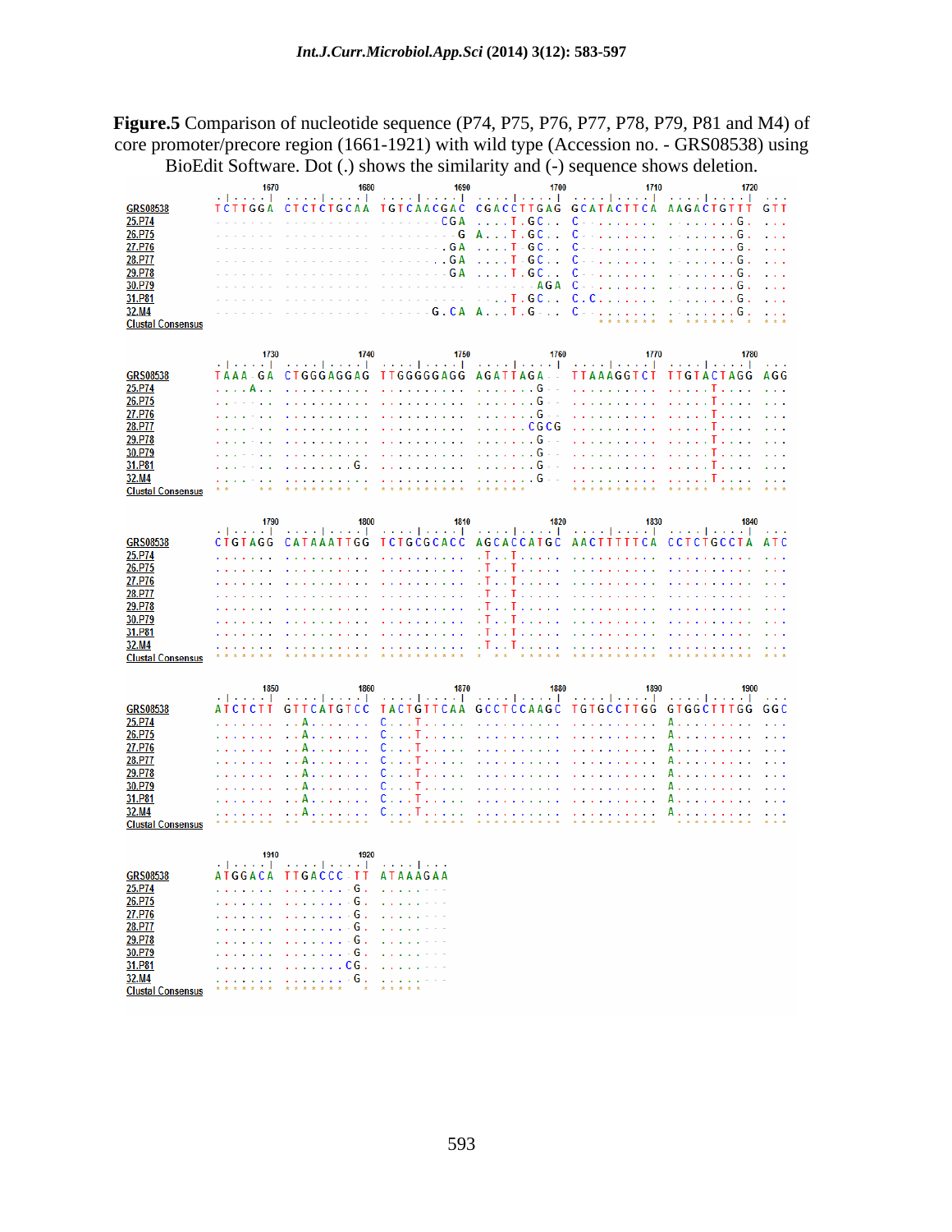**Figure.5** Comparison of nucleotide sequence (P74, P75, P76, P77, P78, P79, P81 and M4) of core promoter/precore region (1661-1921) with wild type (Accession no. - GRS08538) using BioEdit Software. Dot (.) shows the similarity and (-) sequence shows deletion.

```
                1670       1680       1690       1700       1710       1720
GRS08538        TCTTGGA CTCTCTGCAA TGTCAACGAC CGACCTTGAG GCATACTTCA AAGACTGTTT GTT
25.P74          ------- ---------- -------CGA ....T.GC.. C-........ .......G. ...
26.P75          ------- ---------- --------G A...T.GC.. C-........ .......G. ...
27.P76          ------- ---------- -------.GA ....T.GC.. C-........ .......G. ...
28.P77          ------- ---------- -------.GA ....T.GC.. C-........ .......G. ...
29.P78          ------- ---------- -------.GA ....T.GC.. C-........ .......G. ...
30.P79          ------- ---------- ---------- ------AGA C-........ .......G. ...
31.P81          ------- ---------- ---------- ---..T.GC.. C.C....... .......G. ...
32.M4           ------- ---------- -----G.CA A...T.G... C-........ .......G. ...

                1730       1740       1750       1760       1770       1780
GRS08538        TAAA-GA CTGGGAGGAG TTGGGGGAGG AGATTAGA-- TTAAAGGTCT TTGTACTAGG AGG
25.P74          ....A.. .......... .......... .......G-- .......... .....T.... ...
26.P75          ....-.. .......... .......... .......G-- .......... .....T.... ...
27.P76          ....-.. .......... .......... .......G-- .......... .....T.... ...
28.P77          ....-.. .......... .......... ......CGCG .......... .....T.... ...
29.P78          ....-.. .......... .......... .......G-- .......... .....T.... ...
30.P79          ....-.. .......... .......... .......G-- .......... .....T.... ...
31.P81          ....-.. .......G. .......... .......G-- .......... .....T.... ...
32.M4           ....-.. .......... .......... .......G-- .......... .....T.... ...

                1790       1800       1810       1820       1830       1840
GRS08538        CTGTAGG CATAAATTGG TCTGCGCACC AGCACCATGC AACTTTTTCA CCTCTGCCTA ATC
25.P74          ....... .......... .......... .T..T..... .......... .......... ...
26.P75          ....... .......... .......... .T..T..... .......... .......... ...
27.P76          ....... .......... .......... .T..T..... .......... .......... ...
28.P77          ....... .......... .......... .T..T..... .......... .......... ...
29.P78          ....... .......... .......... .T..T..... .......... .......... ...
30.P79          ....... .......... .......... .T..T..... .......... .......... ...
31.P81          ....... .......... .......... .T..T..... .......... .......... ...
32.M4           ....... .......... .......... .T..T..... .......... .......... ...

                1850       1860       1870       1880       1890       1900
GRS08538        ATCTCTT GTTCATGTCC TACTGTTCAA GCCTCCAAGC TGTGCCTTGG GTGGCTTTGG GGC
25.P74          ....... ..A....... C...T..... .......... .......... A......... ...
26.P75          ....... ..A....... C...T..... .......... .......... A......... ...
27.P76          ....... ..A....... C...T..... .......... .......... A......... ...
28.P77          ....... ..A....... C...T..... .......... .......... A......... ...
29.P78          ....... ..A....... C...T..... .......... .......... A......... ...
30.P79          ....... ..A....... C...T..... .......... .......... A......... ...
31.P81          ....... ..A....... C...T..... .......... .......... A......... ...
32.M4           ....... ..A....... C...T..... .......... .......... A......... ...

                1910       1920
GRS08538        ATGGACA TTGACCC-TT ATAAAGAA
25.P74          ....... .......G. .....---
26.P75          ....... .......G. .....---
27.P76          ....... .......G. .....---
28.P77          ....... .......G. .....---
29.P78          ....... .......G. .....---
30.P79          ....... .......G. .....---
31.P81          ....... ......CG. .....---
32.M4           ....... .......G. .....---
```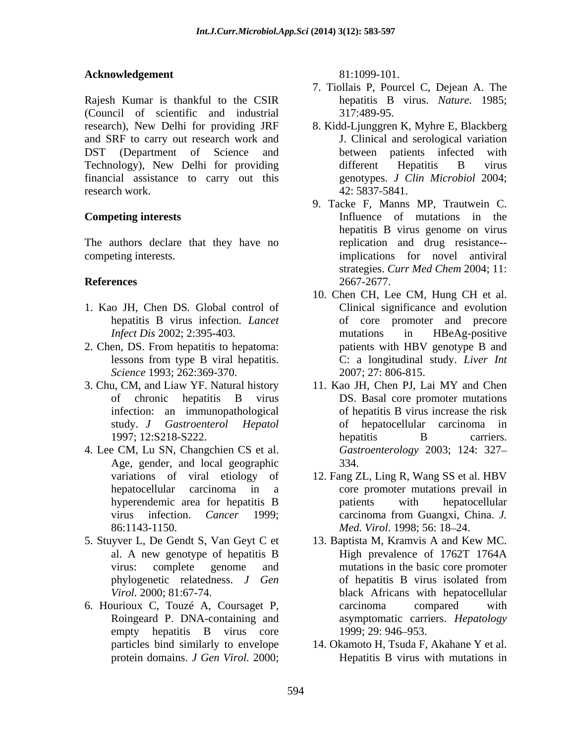**Acknowledgement**

Rajesh Kumar is thankful to the CSIR (Council of scientific and industrial research), New Delhi for providing JRF and SRF to carry out research work and DST (Department of Science and Technology), New Delhi for providing financial assistance to carry out this research work.

**Competing interests**

The authors declare that they have no competing interests.

**References**

1. Kao JH, Chen DS. Global control of hepatitis B virus infection. *Lancet Infect Dis* 2002; 2:395-403.
2. Chen, DS. From hepatitis to hepatoma: lessons from type B viral hepatitis. *Science* 1993; 262:369-370.
3. Chu, CM, and Liaw YF. Natural history of chronic hepatitis B virus infection: an immunopathological study. *J Gastroenterol Hepatol* 1997; 12:S218-S222.
4. Lee CM, Lu SN, Changchien CS et al. Age, gender, and local geographic variations of viral etiology of hepatocellular carcinoma in a hyperendemic area for hepatitis B virus infection. *Cancer* 1999; 86:1143-1150.
5. Stuyver L, De Gendt S, Van Geyt C et al. A new genotype of hepatitis B virus: complete genome and phylogenetic relatedness. *J Gen Virol.* 2000; 81:67-74.
6. Hourioux C, Touzé A, Coursaget P, Roingeard P. DNA-containing and empty hepatitis B virus core particles bind similarly to envelope protein domains. *J Gen Virol.* 2000; 81:1099-101.
7. Tiollais P, Pourcel C, Dejean A. The hepatitis B virus. *Nature.* 1985; 317:489-95.
8. Kidd-Ljunggren K, Myhre E, Blackberg J. Clinical and serological variation between patients infected with different Hepatitis B virus genotypes. *J Clin Microbiol* 2004; 42: 5837-5841.
9. Tacke F, Manns MP, Trautwein C. Influence of mutations in the hepatitis B virus genome on virus replication and drug resistance--implications for novel antiviral strategies. *Curr Med Chem* 2004; 11: 2667-2677.
10. Chen CH, Lee CM, Hung CH et al. Clinical significance and evolution of core promoter and precore mutations in HBeAg-positive patients with HBV genotype B and C: a longitudinal study. *Liver Int* 2007; 27: 806-815.
11. Kao JH, Chen PJ, Lai MY and Chen DS. Basal core promoter mutations of hepatitis B virus increase the risk of hepatocellular carcinoma in hepatitis B carriers. *Gastroenterology* 2003; 124: 327–334.
12. Fang ZL, Ling R, Wang SS et al. HBV core promoter mutations prevail in patients with hepatocellular carcinoma from Guangxi, China. *J. Med. Virol*. 1998; 56: 18–24.
13. Baptista M, Kramvis A and Kew MC. High prevalence of 1762T 1764A mutations in the basic core promoter of hepatitis B virus isolated from black Africans with hepatocellular carcinoma compared with asymptomatic carriers. *Hepatology* 1999; 29: 946–953.
14. Okamoto H, Tsuda F, Akahane Y et al. Hepatitis B virus with mutations in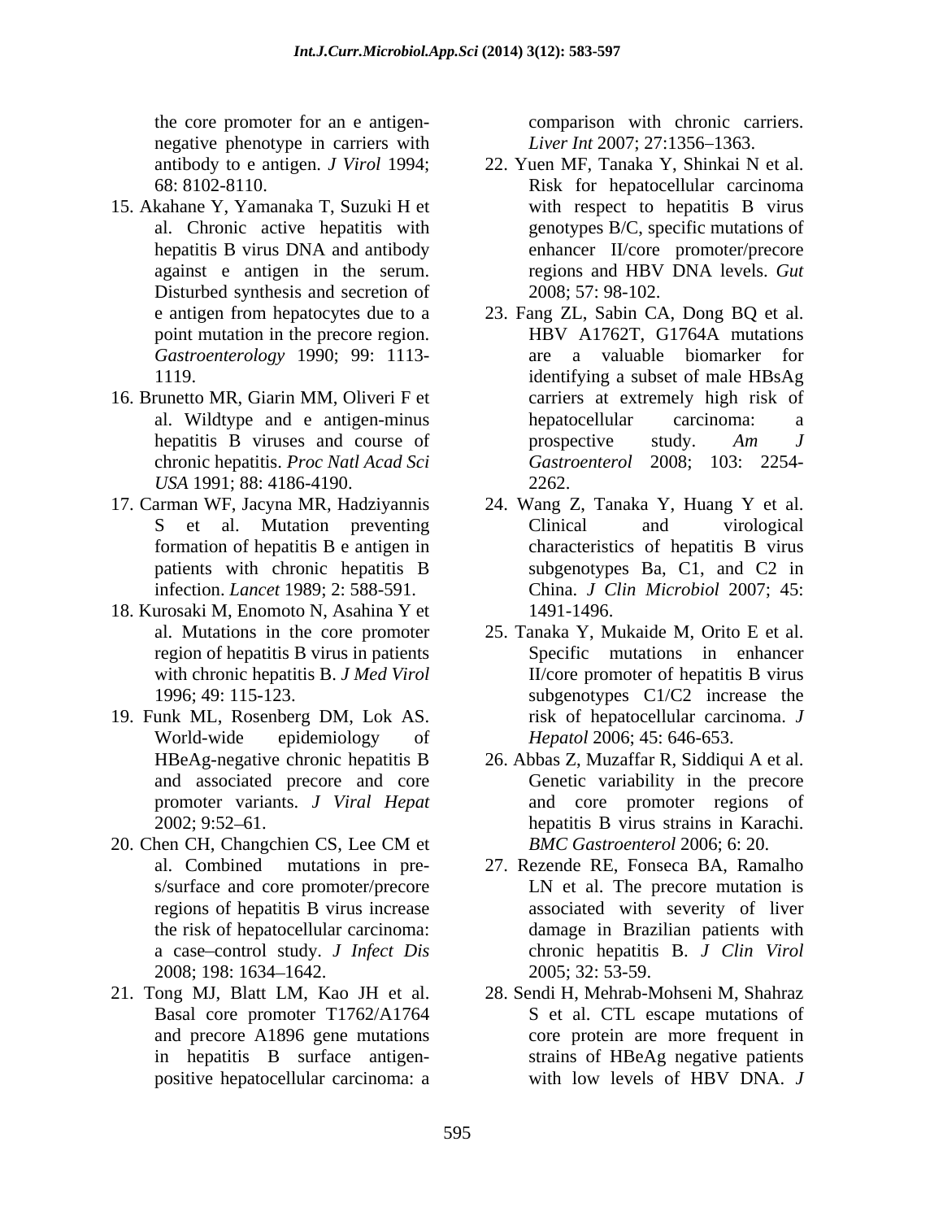the core promoter for an e antigen-negative phenotype in carriers with antibody to e antigen. *J Virol* 1994; 68: 8102-8110.

15. Akahane Y, Yamanaka T, Suzuki H et al. Chronic active hepatitis with hepatitis B virus DNA and antibody against e antigen in the serum. Disturbed synthesis and secretion of e antigen from hepatocytes due to a point mutation in the precore region. *Gastroenterology* 1990; 99: 1113-1119.
16. Brunetto MR, Giarin MM, Oliveri F et al. Wildtype and e antigen-minus hepatitis B viruses and course of chronic hepatitis. *Proc Natl Acad Sci USA* 1991; 88: 4186-4190.
17. Carman WF, Jacyna MR, Hadziyannis S et al. Mutation preventing formation of hepatitis B e antigen in patients with chronic hepatitis B infection. *Lancet* 1989; 2: 588-591.
18. Kurosaki M, Enomoto N, Asahina Y et al. Mutations in the core promoter region of hepatitis B virus in patients with chronic hepatitis B. *J Med Virol* 1996; 49: 115-123.
19. Funk ML, Rosenberg DM, Lok AS. World-wide epidemiology of HBeAg-negative chronic hepatitis B and associated precore and core promoter variants. *J Viral Hepat* 2002; 9:52–61.
20. Chen CH, Changchien CS, Lee CM et al. Combined mutations in pre-s/surface and core promoter/precore regions of hepatitis B virus increase the risk of hepatocellular carcinoma: a case–control study. *J Infect Dis* 2008; 198: 1634–1642.
21. Tong MJ, Blatt LM, Kao JH et al. Basal core promoter T1762/A1764 and precore A1896 gene mutations in hepatitis B surface antigen-positive hepatocellular carcinoma: a comparison with chronic carriers. *Liver Int* 2007; 27:1356–1363.
22. Yuen MF, Tanaka Y, Shinkai N et al. Risk for hepatocellular carcinoma with respect to hepatitis B virus genotypes B/C, specific mutations of enhancer II/core promoter/precore regions and HBV DNA levels. *Gut* 2008; 57: 98-102.
23. Fang ZL, Sabin CA, Dong BQ et al. HBV A1762T, G1764A mutations are a valuable biomarker for identifying a subset of male HBsAg carriers at extremely high risk of hepatocellular carcinoma: a prospective study. *Am J Gastroenterol* 2008; 103: 2254-2262.
24. Wang Z, Tanaka Y, Huang Y et al. Clinical and virological characteristics of hepatitis B virus subgenotypes Ba, C1, and C2 in China. *J Clin Microbiol* 2007; 45: 1491-1496.
25. Tanaka Y, Mukaide M, Orito E et al. Specific mutations in enhancer II/core promoter of hepatitis B virus subgenotypes C1/C2 increase the risk of hepatocellular carcinoma. *J Hepatol* 2006; 45: 646-653.
26. Abbas Z, Muzaffar R, Siddiqui A et al. Genetic variability in the precore and core promoter regions of hepatitis B virus strains in Karachi. *BMC Gastroenterol* 2006; 6: 20.
27. Rezende RE, Fonseca BA, Ramalho LN et al. The precore mutation is associated with severity of liver damage in Brazilian patients with chronic hepatitis B. *J Clin Virol* 2005; 32: 53-59.
28. Sendi H, Mehrab-Mohseni M, Shahraz S et al. CTL escape mutations of core protein are more frequent in strains of HBeAg negative patients with low levels of HBV DNA. *J*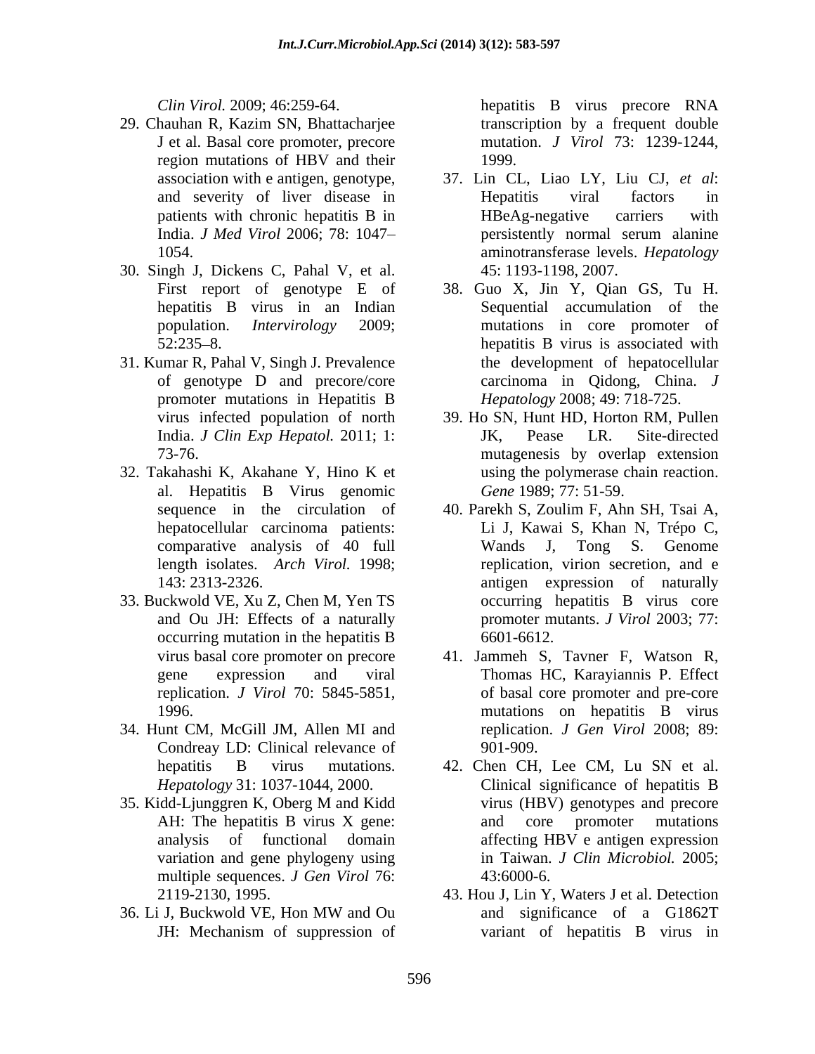*Clin Virol.* 2009; 46:259-64.

29. Chauhan R, Kazim SN, Bhattacharjee J et al. Basal core promoter, precore region mutations of HBV and their association with e antigen, genotype, and severity of liver disease in patients with chronic hepatitis B in India. *J Med Virol* 2006; 78: 1047–1054.
30. Singh J, Dickens C, Pahal V, et al. First report of genotype E of hepatitis B virus in an Indian population. *Intervirology* 2009; 52:235–8.
31. Kumar R, Pahal V, Singh J. Prevalence of genotype D and precore/core promoter mutations in Hepatitis B virus infected population of north India. *J Clin Exp Hepatol.* 2011; 1: 73-76.
32. Takahashi K, Akahane Y, Hino K et al. Hepatitis B Virus genomic sequence in the circulation of hepatocellular carcinoma patients: comparative analysis of 40 full length isolates. *Arch Virol.* 1998; 143: 2313-2326.
33. Buckwold VE, Xu Z, Chen M, Yen TS and Ou JH: Effects of a naturally occurring mutation in the hepatitis B virus basal core promoter on precore gene expression and viral replication. *J Virol* 70: 5845-5851, 1996.
34. Hunt CM, McGill JM, Allen MI and Condreay LD: Clinical relevance of hepatitis B virus mutations. *Hepatology* 31: 1037-1044, 2000.
35. Kidd-Ljunggren K, Oberg M and Kidd AH: The hepatitis B virus X gene: analysis of functional domain variation and gene phylogeny using multiple sequences. *J Gen Virol* 76: 2119-2130, 1995.
36. Li J, Buckwold VE, Hon MW and Ou JH: Mechanism of suppression of hepatitis B virus precore RNA transcription by a frequent double mutation. *J Virol* 73: 1239-1244, 1999.
37. Lin CL, Liao LY, Liu CJ, *et al*: Hepatitis viral factors in HBeAg-negative carriers with persistently normal serum alanine aminotransferase levels. *Hepatology* 45: 1193-1198, 2007.
38. Guo X, Jin Y, Qian GS, Tu H. Sequential accumulation of the mutations in core promoter of hepatitis B virus is associated with the development of hepatocellular carcinoma in Qidong, China. *J Hepatology* 2008; 49: 718-725.
39. Ho SN, Hunt HD, Horton RM, Pullen JK, Pease LR. Site-directed mutagenesis by overlap extension using the polymerase chain reaction. *Gene* 1989; 77: 51-59.
40. Parekh S, Zoulim F, Ahn SH, Tsai A, Li J, Kawai S, Khan N, Trépo C, Wands J, Tong S. Genome replication, virion secretion, and e antigen expression of naturally occurring hepatitis B virus core promoter mutants. *J Virol* 2003; 77: 6601-6612.
41. Jammeh S, Tavner F, Watson R, Thomas HC, Karayiannis P. Effect of basal core promoter and pre-core mutations on hepatitis B virus replication. *J Gen Virol* 2008; 89: 901-909.
42. Chen CH, Lee CM, Lu SN et al. Clinical significance of hepatitis B virus (HBV) genotypes and precore and core promoter mutations affecting HBV e antigen expression in Taiwan. *J Clin Microbiol.* 2005; 43:6000-6.
43. Hou J, Lin Y, Waters J et al. Detection and significance of a G1862T variant of hepatitis B virus in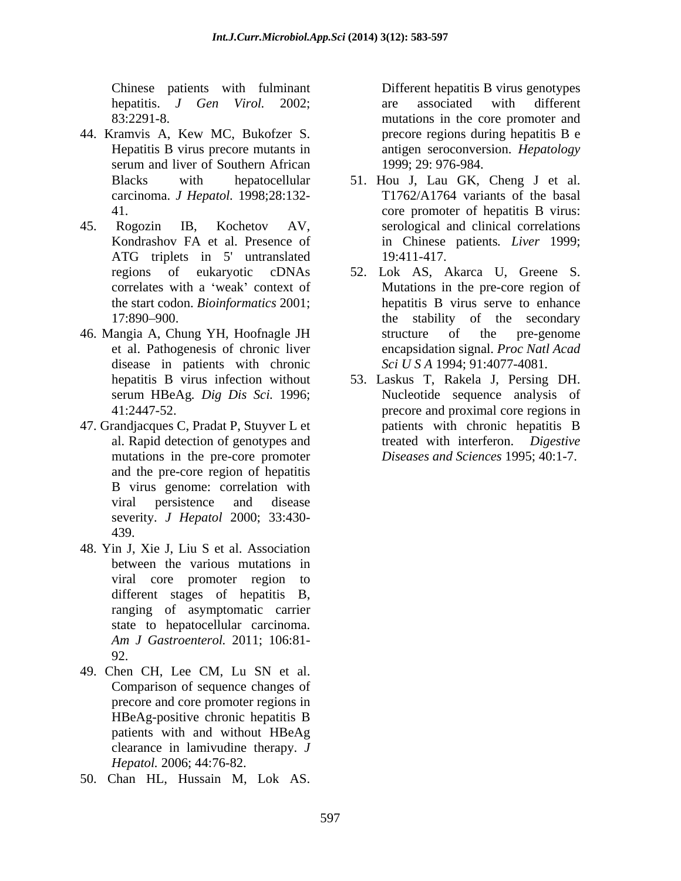Chinese patients with fulminant hepatitis. *J Gen Virol.* 2002; 83:2291-8.

44. Kramvis A, Kew MC, Bukofzer S. Hepatitis B virus precore mutants in serum and liver of Southern African Blacks with hepatocellular carcinoma. *J Hepatol.* 1998;28:132-41.
45. Rogozin IB, Kochetov AV, Kondrashov FA et al. Presence of ATG triplets in 5' untranslated regions of eukaryotic cDNAs correlates with a 'weak' context of the start codon. *Bioinformatics* 2001; 17:890–900.
46. Mangia A, Chung YH, Hoofnagle JH et al. Pathogenesis of chronic liver disease in patients with chronic hepatitis B virus infection without serum HBeAg. *Dig Dis Sci.* 1996; 41:2447-52.
47. Grandjacques C, Pradat P, Stuyver L et al. Rapid detection of genotypes and mutations in the pre-core promoter and the pre-core region of hepatitis B virus genome: correlation with viral persistence and disease severity. *J Hepatol* 2000; 33:430-439.
48. Yin J, Xie J, Liu S et al. Association between the various mutations in viral core promoter region to different stages of hepatitis B, ranging of asymptomatic carrier state to hepatocellular carcinoma. *Am J Gastroenterol.* 2011; 106:81-92.
49. Chen CH, Lee CM, Lu SN et al. Comparison of sequence changes of precore and core promoter regions in HBeAg-positive chronic hepatitis B patients with and without HBeAg clearance in lamivudine therapy. *J Hepatol.* 2006; 44:76-82.
50. Chan HL, Hussain M, Lok AS. Different hepatitis B virus genotypes are associated with different mutations in the core promoter and precore regions during hepatitis B e antigen seroconversion. *Hepatology* 1999; 29: 976-984.
51. Hou J, Lau GK, Cheng J et al. T1762/A1764 variants of the basal core promoter of hepatitis B virus: serological and clinical correlations in Chinese patients. *Liver* 1999; 19:411-417.
52. Lok AS, Akarca U, Greene S. Mutations in the pre-core region of hepatitis B virus serve to enhance the stability of the secondary structure of the pre-genome encapsidation signal. *Proc Natl Acad Sci U S A* 1994; 91:4077-4081.
53. Laskus T, Rakela J, Persing DH. Nucleotide sequence analysis of precore and proximal core regions in patients with chronic hepatitis B treated with interferon. *Digestive Diseases and Sciences* 1995; 40:1-7.